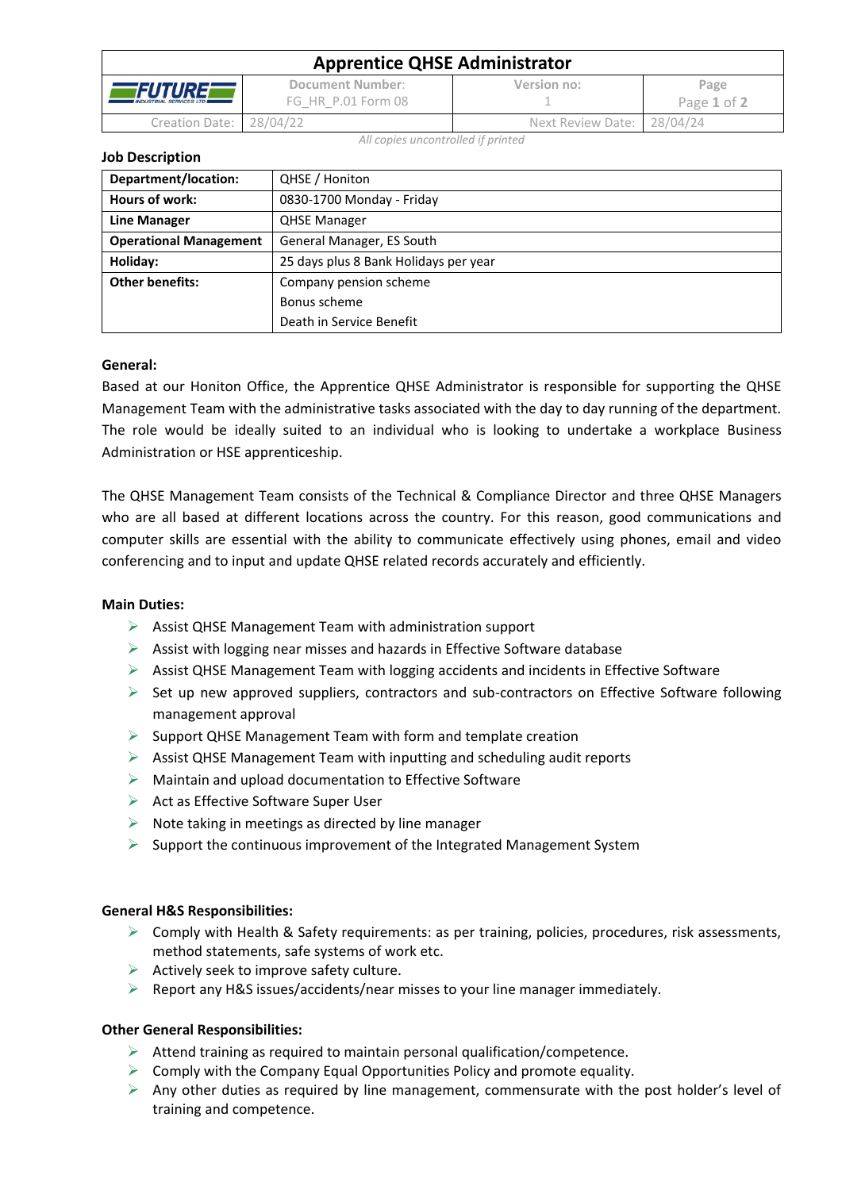# Apprentice QHSE Administrator

| FUTURE INDUSTRIAL SERVICES LTD | Document Number: FG_HR_P.01 Form 08 | Version no: 1 | Page 1 of 2 |
|---|---|---|---|
| Creation Date: 28/04/22 | | Next Review Date: 28/04/24 | |

*All copies uncontrolled if printed*

**Job Description**

| | |
|---|---|
| **Department/location:** | QHSE / Honiton |
| **Hours of work:** | 0830-1700 Monday - Friday |
| **Line Manager** | QHSE Manager |
| **Operational Management** | General Manager, ES South |
| **Holiday:** | 25 days plus 8 Bank Holidays per year |
| **Other benefits:** | Company pension scheme<br>Bonus scheme<br>Death in Service Benefit |

**General:**

Based at our Honiton Office, the Apprentice QHSE Administrator is responsible for supporting the QHSE Management Team with the administrative tasks associated with the day to day running of the department. The role would be ideally suited to an individual who is looking to undertake a workplace Business Administration or HSE apprenticeship.

The QHSE Management Team consists of the Technical & Compliance Director and three QHSE Managers who are all based at different locations across the country. For this reason, good communications and computer skills are essential with the ability to communicate effectively using phones, email and video conferencing and to input and update QHSE related records accurately and efficiently.

**Main Duties:**

- Assist QHSE Management Team with administration support
- Assist with logging near misses and hazards in Effective Software database
- Assist QHSE Management Team with logging accidents and incidents in Effective Software
- Set up new approved suppliers, contractors and sub-contractors on Effective Software following management approval
- Support QHSE Management Team with form and template creation
- Assist QHSE Management Team with inputting and scheduling audit reports
- Maintain and upload documentation to Effective Software
- Act as Effective Software Super User
- Note taking in meetings as directed by line manager
- Support the continuous improvement of the Integrated Management System

**General H&S Responsibilities:**

- Comply with Health & Safety requirements: as per training, policies, procedures, risk assessments, method statements, safe systems of work etc.
- Actively seek to improve safety culture.
- Report any H&S issues/accidents/near misses to your line manager immediately.

**Other General Responsibilities:**

- Attend training as required to maintain personal qualification/competence.
- Comply with the Company Equal Opportunities Policy and promote equality.
- Any other duties as required by line management, commensurate with the post holder's level of training and competence.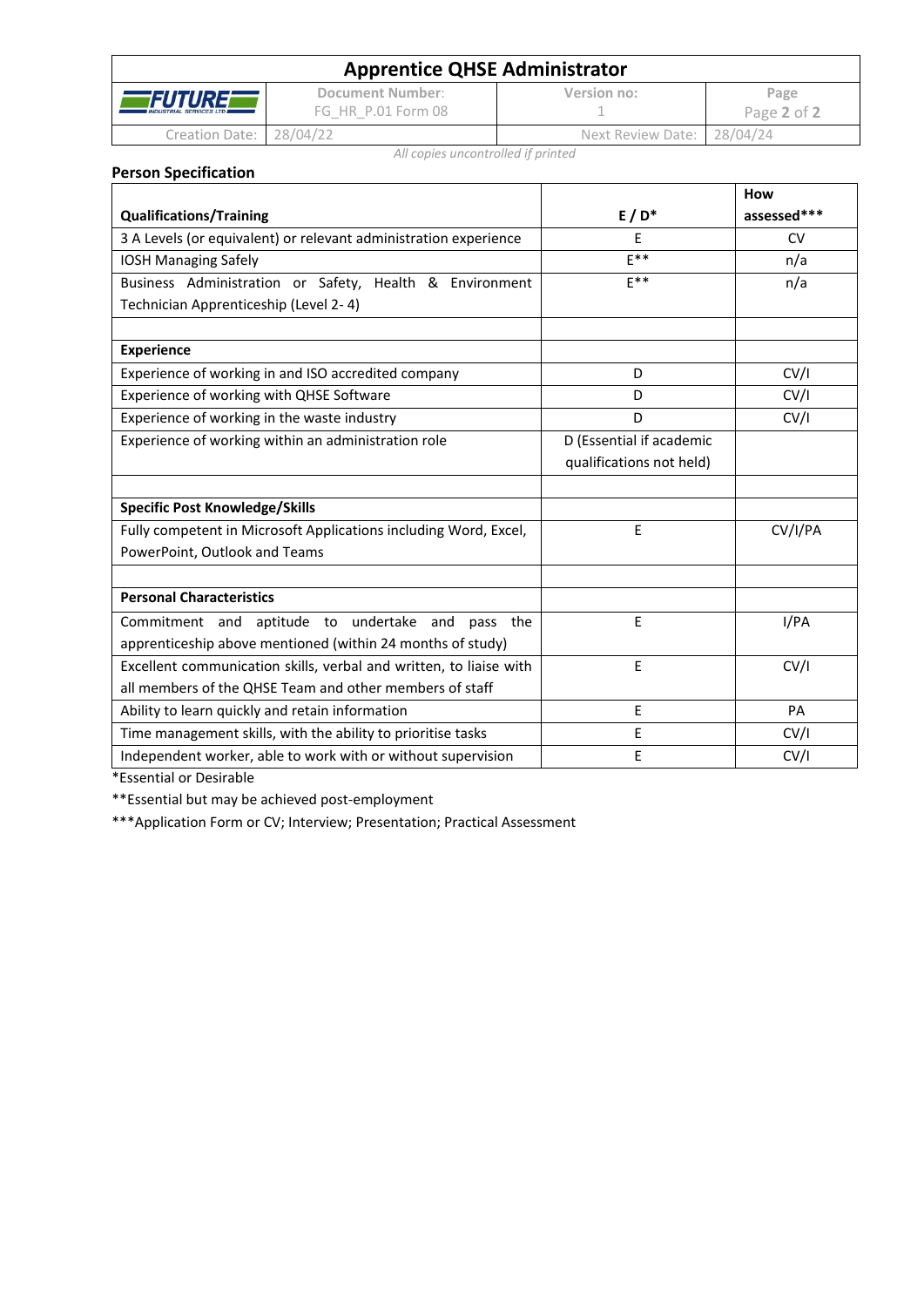## Person Specification

| Qualifications/Training | E / D* | How assessed*** |
|---|---|---|
| 3 A Levels (or equivalent) or relevant administration experience | E | CV |
| IOSH Managing Safely | E** | n/a |
| Business Administration or Safety, Health & Environment Technician Apprenticeship (Level 2- 4) | E** | n/a |
| | | |
| **Experience** | | |
| Experience of working in and ISO accredited company | D | CV/I |
| Experience of working with QHSE Software | D | CV/I |
| Experience of working in the waste industry | D | CV/I |
| Experience of working within an administration role | D (Essential if academic qualifications not held) | |
| | | |
| **Specific Post Knowledge/Skills** | | |
| Fully competent in Microsoft Applications including Word, Excel, PowerPoint, Outlook and Teams | E | CV/I/PA |
| | | |
| **Personal Characteristics** | | |
| Commitment and aptitude to undertake and pass the apprenticeship above mentioned (within 24 months of study) | E | I/PA |
| Excellent communication skills, verbal and written, to liaise with all members of the QHSE Team and other members of staff | E | CV/I |
| Ability to learn quickly and retain information | E | PA |
| Time management skills, with the ability to prioritise tasks | E | CV/I |
| Independent worker, able to work with or without supervision | E | CV/I |

*Essential or Desirable

**Essential but may be achieved post-employment

***Application Form or CV; Interview; Presentation; Practical Assessment